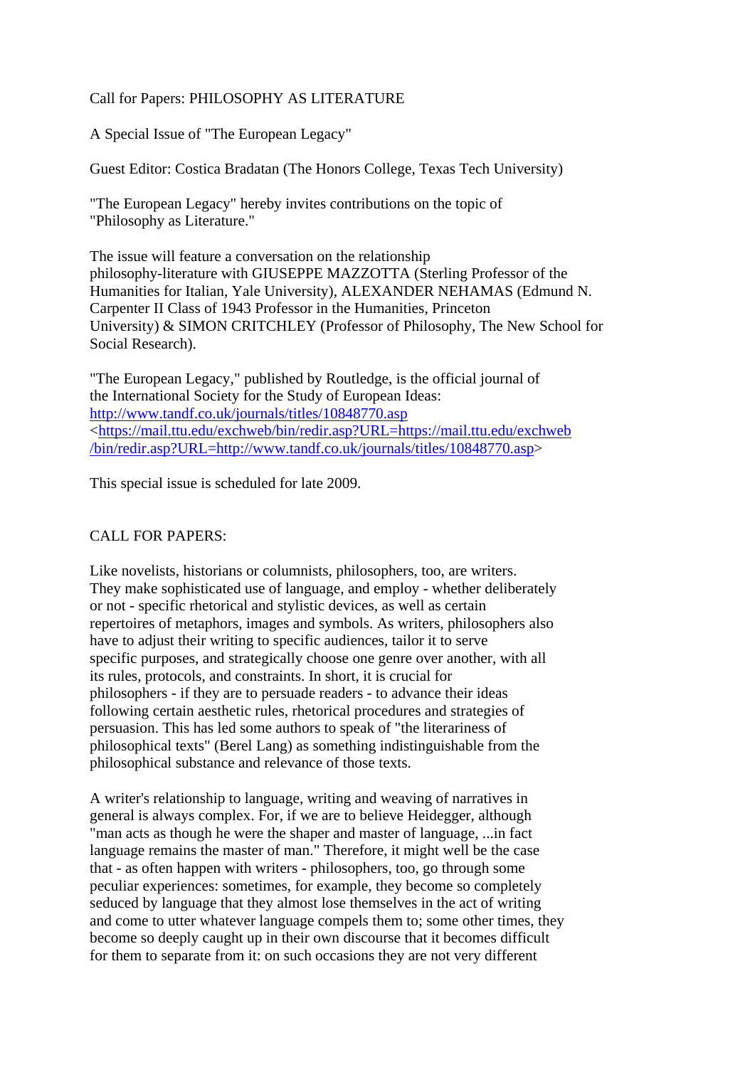Call for Papers: PHILOSOPHY AS LITERATURE

A Special Issue of "The European Legacy"

Guest Editor: Costica Bradatan (The Honors College, Texas Tech University)

"The European Legacy" hereby invites contributions on the topic of "Philosophy as Literature."

The issue will feature a conversation on the relationship philosophy-literature with GIUSEPPE MAZZOTTA (Sterling Professor of the Humanities for Italian, Yale University), ALEXANDER NEHAMAS (Edmund N. Carpenter II Class of 1943 Professor in the Humanities, Princeton University) & SIMON CRITCHLEY (Professor of Philosophy, The New School for Social Research).

"The European Legacy," published by Routledge, is the official journal of the International Society for the Study of European Ideas: http://www.tandf.co.uk/journals/titles/10848770.asp <https://mail.ttu.edu/exchweb/bin/redir.asp?URL=https://mail.ttu.edu/exchweb/bin/redir.asp?URL=http://www.tandf.co.uk/journals/titles/10848770.asp>

This special issue is scheduled for late 2009.

CALL FOR PAPERS:

Like novelists, historians or columnists, philosophers, too, are writers. They make sophisticated use of language, and employ - whether deliberately or not - specific rhetorical and stylistic devices, as well as certain repertoires of metaphors, images and symbols. As writers, philosophers also have to adjust their writing to specific audiences, tailor it to serve specific purposes, and strategically choose one genre over another, with all its rules, protocols, and constraints. In short, it is crucial for philosophers - if they are to persuade readers - to advance their ideas following certain aesthetic rules, rhetorical procedures and strategies of persuasion. This has led some authors to speak of "the literariness of philosophical texts" (Berel Lang) as something indistinguishable from the philosophical substance and relevance of those texts.

A writer's relationship to language, writing and weaving of narratives in general is always complex. For, if we are to believe Heidegger, although "man acts as though he were the shaper and master of language, ...in fact language remains the master of man." Therefore, it might well be the case that - as often happen with writers - philosophers, too, go through some peculiar experiences: sometimes, for example, they become so completely seduced by language that they almost lose themselves in the act of writing and come to utter whatever language compels them to; some other times, they become so deeply caught up in their own discourse that it becomes difficult for them to separate from it: on such occasions they are not very different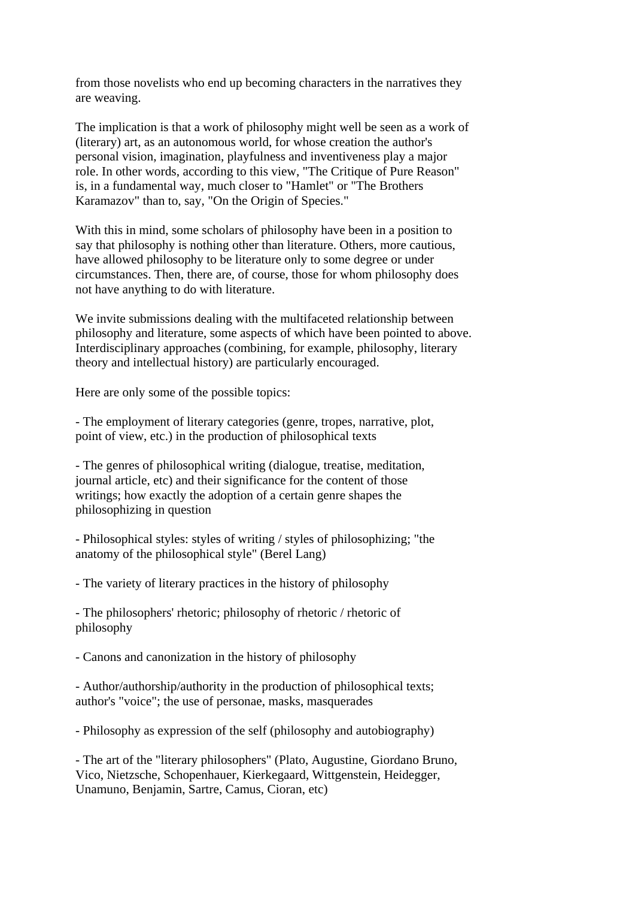from those novelists who end up becoming characters in the narratives they are weaving.

The implication is that a work of philosophy might well be seen as a work of (literary) art, as an autonomous world, for whose creation the author's personal vision, imagination, playfulness and inventiveness play a major role. In other words, according to this view, "The Critique of Pure Reason" is, in a fundamental way, much closer to "Hamlet" or "The Brothers Karamazov" than to, say, "On the Origin of Species."

With this in mind, some scholars of philosophy have been in a position to say that philosophy is nothing other than literature. Others, more cautious, have allowed philosophy to be literature only to some degree or under circumstances. Then, there are, of course, those for whom philosophy does not have anything to do with literature.

We invite submissions dealing with the multifaceted relationship between philosophy and literature, some aspects of which have been pointed to above. Interdisciplinary approaches (combining, for example, philosophy, literary theory and intellectual history) are particularly encouraged.

Here are only some of the possible topics:

- The employment of literary categories (genre, tropes, narrative, plot, point of view, etc.) in the production of philosophical texts

- The genres of philosophical writing (dialogue, treatise, meditation, journal article, etc) and their significance for the content of those writings; how exactly the adoption of a certain genre shapes the philosophizing in question

- Philosophical styles: styles of writing / styles of philosophizing; "the anatomy of the philosophical style" (Berel Lang)

- The variety of literary practices in the history of philosophy

- The philosophers' rhetoric; philosophy of rhetoric / rhetoric of philosophy

- Canons and canonization in the history of philosophy

- Author/authorship/authority in the production of philosophical texts; author's "voice"; the use of personae, masks, masquerades

- Philosophy as expression of the self (philosophy and autobiography)

- The art of the "literary philosophers" (Plato, Augustine, Giordano Bruno, Vico, Nietzsche, Schopenhauer, Kierkegaard, Wittgenstein, Heidegger, Unamuno, Benjamin, Sartre, Camus, Cioran, etc)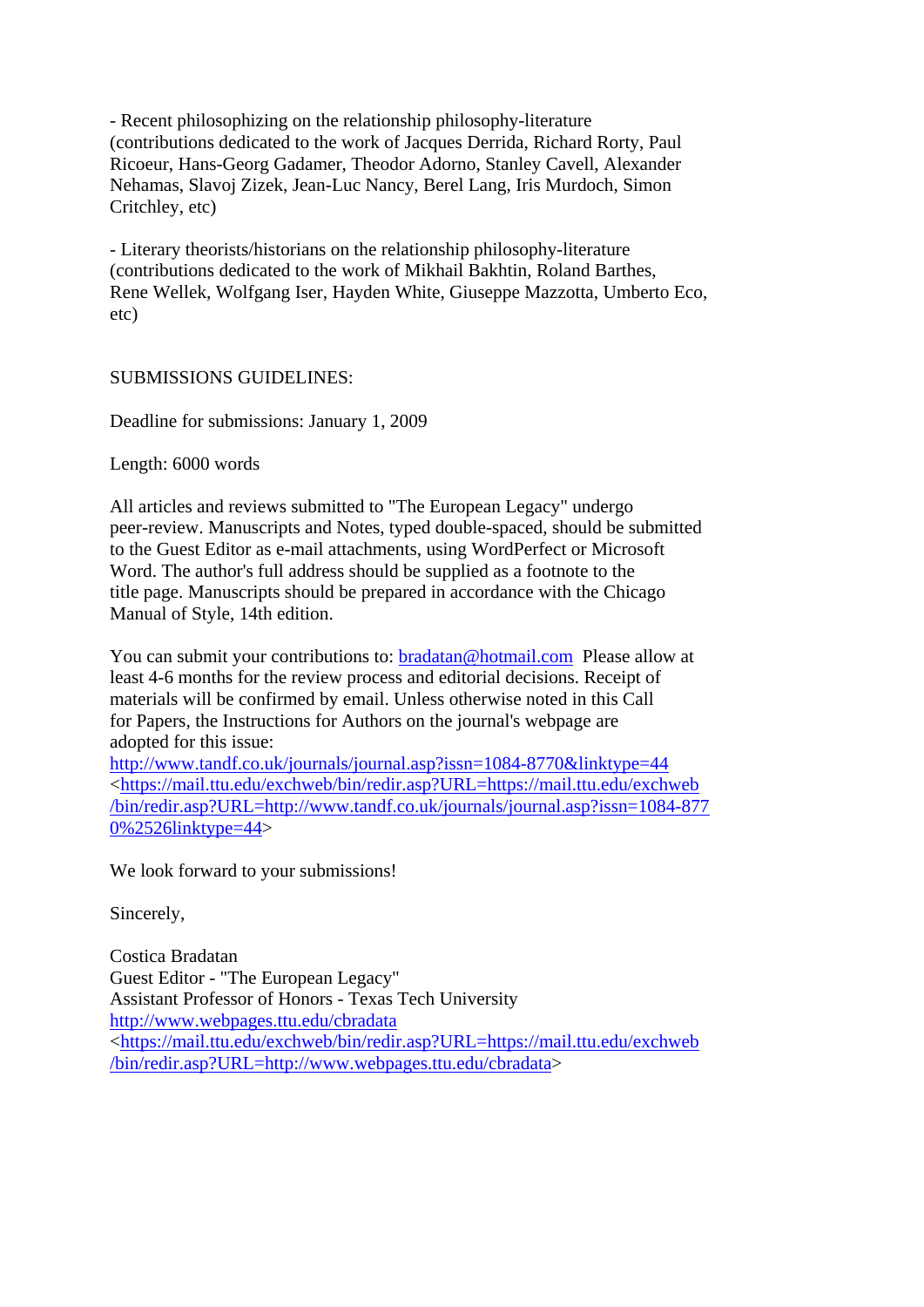- Recent philosophizing on the relationship philosophy-literature (contributions dedicated to the work of Jacques Derrida, Richard Rorty, Paul Ricoeur, Hans-Georg Gadamer, Theodor Adorno, Stanley Cavell, Alexander Nehamas, Slavoj Zizek, Jean-Luc Nancy, Berel Lang, Iris Murdoch, Simon Critchley, etc)

- Literary theorists/historians on the relationship philosophy-literature (contributions dedicated to the work of Mikhail Bakhtin, Roland Barthes, Rene Wellek, Wolfgang Iser, Hayden White, Giuseppe Mazzotta, Umberto Eco, etc)

SUBMISSIONS GUIDELINES:

Deadline for submissions: January 1, 2009

Length: 6000 words

All articles and reviews submitted to "The European Legacy" undergo peer-review. Manuscripts and Notes, typed double-spaced, should be submitted to the Guest Editor as e-mail attachments, using WordPerfect or Microsoft Word. The author's full address should be supplied as a footnote to the title page. Manuscripts should be prepared in accordance with the Chicago Manual of Style, 14th edition.

You can submit your contributions to: bradatan@hotmail.com Please allow at least 4-6 months for the review process and editorial decisions. Receipt of materials will be confirmed by email. Unless otherwise noted in this Call for Papers, the Instructions for Authors on the journal's webpage are adopted for this issue: http://www.tandf.co.uk/journals/journal.asp?issn=1084-8770&linktype=44 <https://mail.ttu.edu/exchweb/bin/redir.asp?URL=https://mail.ttu.edu/exchweb/bin/redir.asp?URL=http://www.tandf.co.uk/journals/journal.asp?issn=1084-8770%2526linktype=44>

We look forward to your submissions!

Sincerely,

Costica Bradatan  
Guest Editor - "The European Legacy"  
Assistant Professor of Honors - Texas Tech University  
http://www.webpages.ttu.edu/cbradata  
<https://mail.ttu.edu/exchweb/bin/redir.asp?URL=https://mail.ttu.edu/exchweb/bin/redir.asp?URL=http://www.webpages.ttu.edu/cbradata>